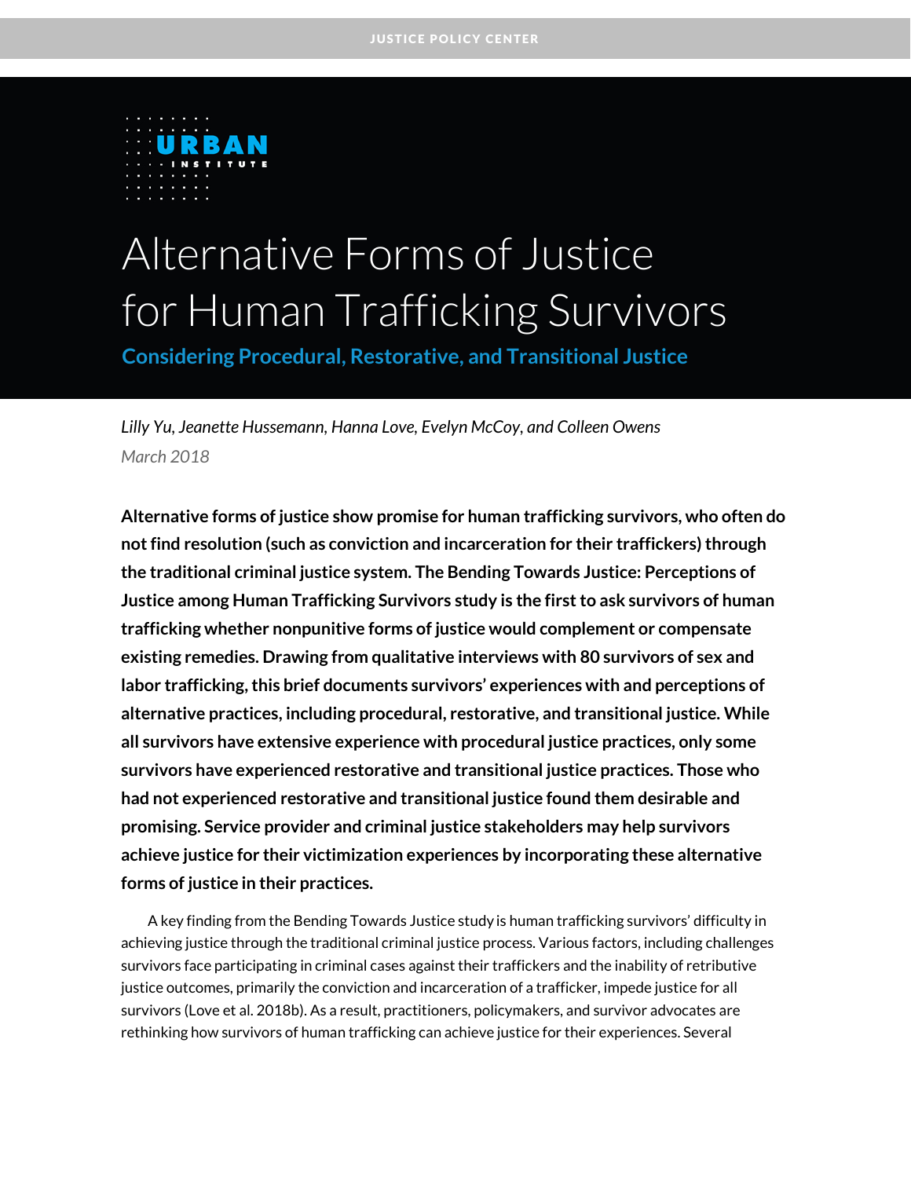JUSTICE POLICY CENTER

URBAN INSTITUTE

# Alternative Forms of Justice for Human Trafficking Survivors

## Considering Procedural, Restorative, and Transitional Justice

*Lilly Yu, Jeanette Hussemann, Hanna Love, Evelyn McCoy, and Colleen Owens*

*March 2018*

**Alternative forms of justice show promise for human trafficking survivors, who often do not find resolution (such as conviction and incarceration for their traffickers) through the traditional criminal justice system. The Bending Towards Justice: Perceptions of Justice among Human Trafficking Survivors study is the first to ask survivors of human trafficking whether nonpunitive forms of justice would complement or compensate existing remedies. Drawing from qualitative interviews with 80 survivors of sex and labor trafficking, this brief documents survivors' experiences with and perceptions of alternative practices, including procedural, restorative, and transitional justice. While all survivors have extensive experience with procedural justice practices, only some survivors have experienced restorative and transitional justice practices. Those who had not experienced restorative and transitional justice found them desirable and promising. Service provider and criminal justice stakeholders may help survivors achieve justice for their victimization experiences by incorporating these alternative forms of justice in their practices.**

A key finding from the Bending Towards Justice study is human trafficking survivors' difficulty in achieving justice through the traditional criminal justice process. Various factors, including challenges survivors face participating in criminal cases against their traffickers and the inability of retributive justice outcomes, primarily the conviction and incarceration of a trafficker, impede justice for all survivors (Love et al. 2018b). As a result, practitioners, policymakers, and survivor advocates are rethinking how survivors of human trafficking can achieve justice for their experiences. Several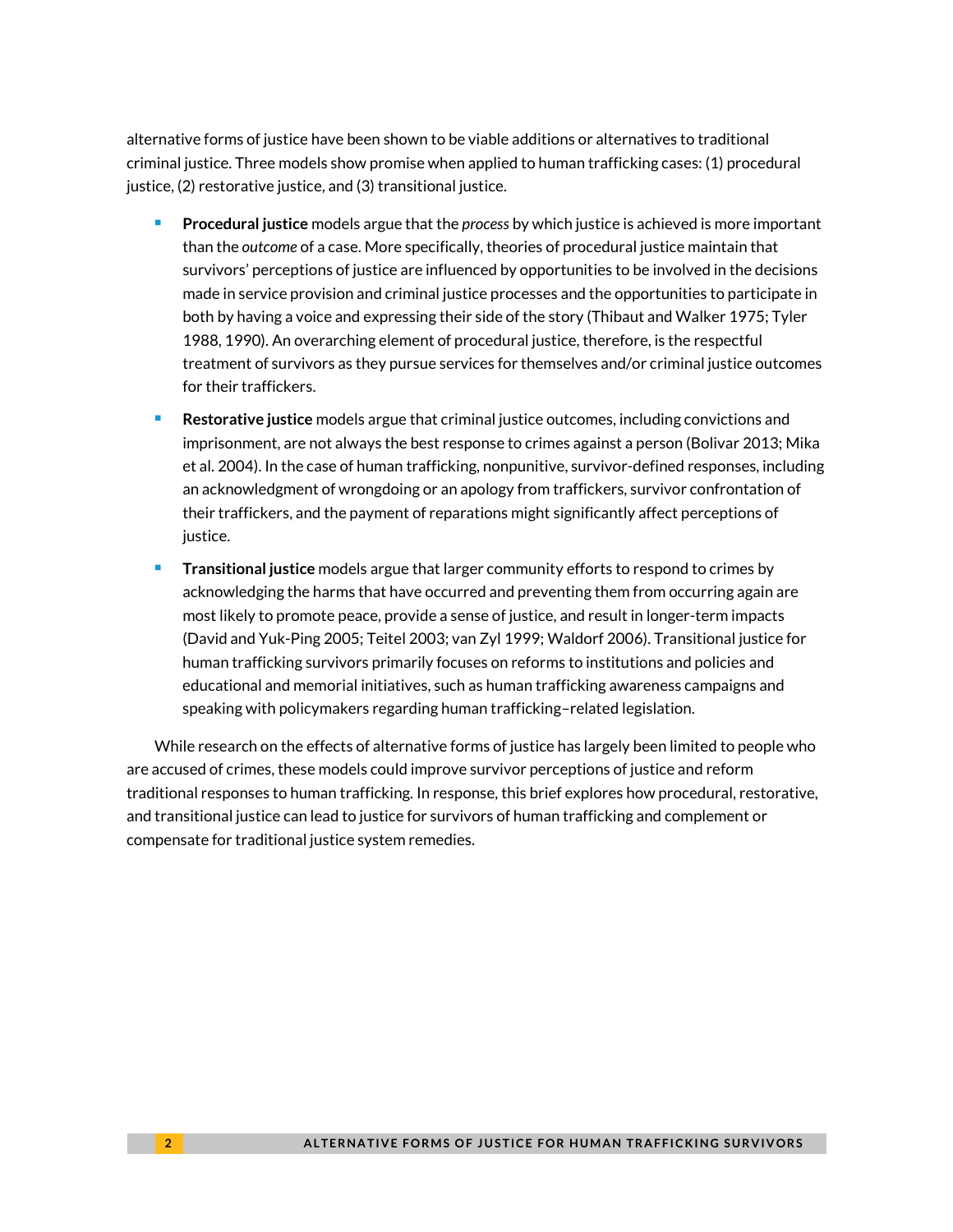alternative forms of justice have been shown to be viable additions or alternatives to traditional criminal justice. Three models show promise when applied to human trafficking cases: (1) procedural justice, (2) restorative justice, and (3) transitional justice.

- **Procedural justice** models argue that the *process* by which justice is achieved is more important than the *outcome* of a case. More specifically, theories of procedural justice maintain that survivors' perceptions of justice are influenced by opportunities to be involved in the decisions made in service provision and criminal justice processes and the opportunities to participate in both by having a voice and expressing their side of the story (Thibaut and Walker 1975; Tyler 1988, 1990). An overarching element of procedural justice, therefore, is the respectful treatment of survivors as they pursue services for themselves and/or criminal justice outcomes for their traffickers.
- **Restorative justice** models argue that criminal justice outcomes, including convictions and imprisonment, are not always the best response to crimes against a person (Bolivar 2013; Mika et al. 2004). In the case of human trafficking, nonpunitive, survivor-defined responses, including an acknowledgment of wrongdoing or an apology from traffickers, survivor confrontation of their traffickers, and the payment of reparations might significantly affect perceptions of justice.
- **Transitional justice** models argue that larger community efforts to respond to crimes by acknowledging the harms that have occurred and preventing them from occurring again are most likely to promote peace, provide a sense of justice, and result in longer-term impacts (David and Yuk-Ping 2005; Teitel 2003; van Zyl 1999; Waldorf 2006). Transitional justice for human trafficking survivors primarily focuses on reforms to institutions and policies and educational and memorial initiatives, such as human trafficking awareness campaigns and speaking with policymakers regarding human trafficking–related legislation.

While research on the effects of alternative forms of justice has largely been limited to people who are accused of crimes, these models could improve survivor perceptions of justice and reform traditional responses to human trafficking. In response, this brief explores how procedural, restorative, and transitional justice can lead to justice for survivors of human trafficking and complement or compensate for traditional justice system remedies.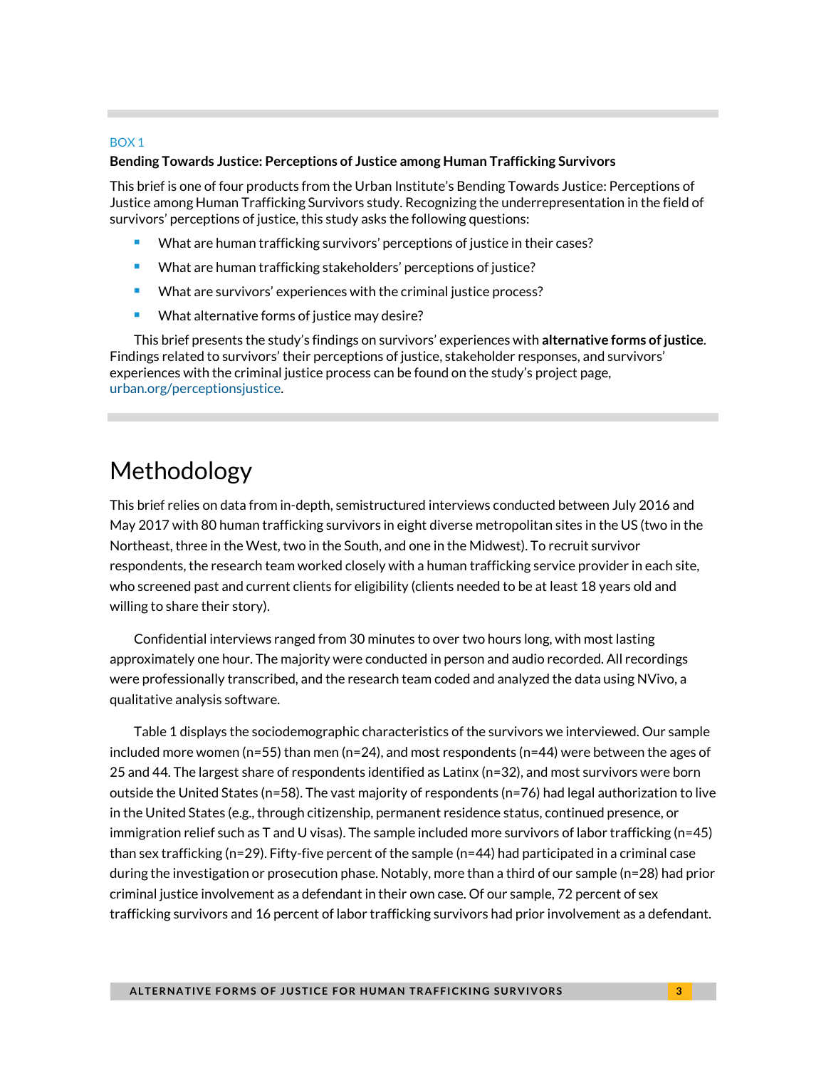BOX 1

**Bending Towards Justice: Perceptions of Justice among Human Trafficking Survivors**

This brief is one of four products from the Urban Institute's Bending Towards Justice: Perceptions of Justice among Human Trafficking Survivors study. Recognizing the underrepresentation in the field of survivors' perceptions of justice, this study asks the following questions:

- What are human trafficking survivors' perceptions of justice in their cases?
- What are human trafficking stakeholders' perceptions of justice?
- What are survivors' experiences with the criminal justice process?
- What alternative forms of justice may desire?

This brief presents the study's findings on survivors' experiences with **alternative forms of justice**. Findings related to survivors' their perceptions of justice, stakeholder responses, and survivors' experiences with the criminal justice process can be found on the study's project page, urban.org/perceptionsjustice.

# Methodology

This brief relies on data from in-depth, semistructured interviews conducted between July 2016 and May 2017 with 80 human trafficking survivors in eight diverse metropolitan sites in the US (two in the Northeast, three in the West, two in the South, and one in the Midwest). To recruit survivor respondents, the research team worked closely with a human trafficking service provider in each site, who screened past and current clients for eligibility (clients needed to be at least 18 years old and willing to share their story).

Confidential interviews ranged from 30 minutes to over two hours long, with most lasting approximately one hour. The majority were conducted in person and audio recorded. All recordings were professionally transcribed, and the research team coded and analyzed the data using NVivo, a qualitative analysis software.

Table 1 displays the sociodemographic characteristics of the survivors we interviewed. Our sample included more women (n=55) than men (n=24), and most respondents (n=44) were between the ages of 25 and 44. The largest share of respondents identified as Latinx (n=32), and most survivors were born outside the United States (n=58). The vast majority of respondents (n=76) had legal authorization to live in the United States (e.g., through citizenship, permanent residence status, continued presence, or immigration relief such as T and U visas). The sample included more survivors of labor trafficking (n=45) than sex trafficking (n=29). Fifty-five percent of the sample (n=44) had participated in a criminal case during the investigation or prosecution phase. Notably, more than a third of our sample (n=28) had prior criminal justice involvement as a defendant in their own case. Of our sample, 72 percent of sex trafficking survivors and 16 percent of labor trafficking survivors had prior involvement as a defendant.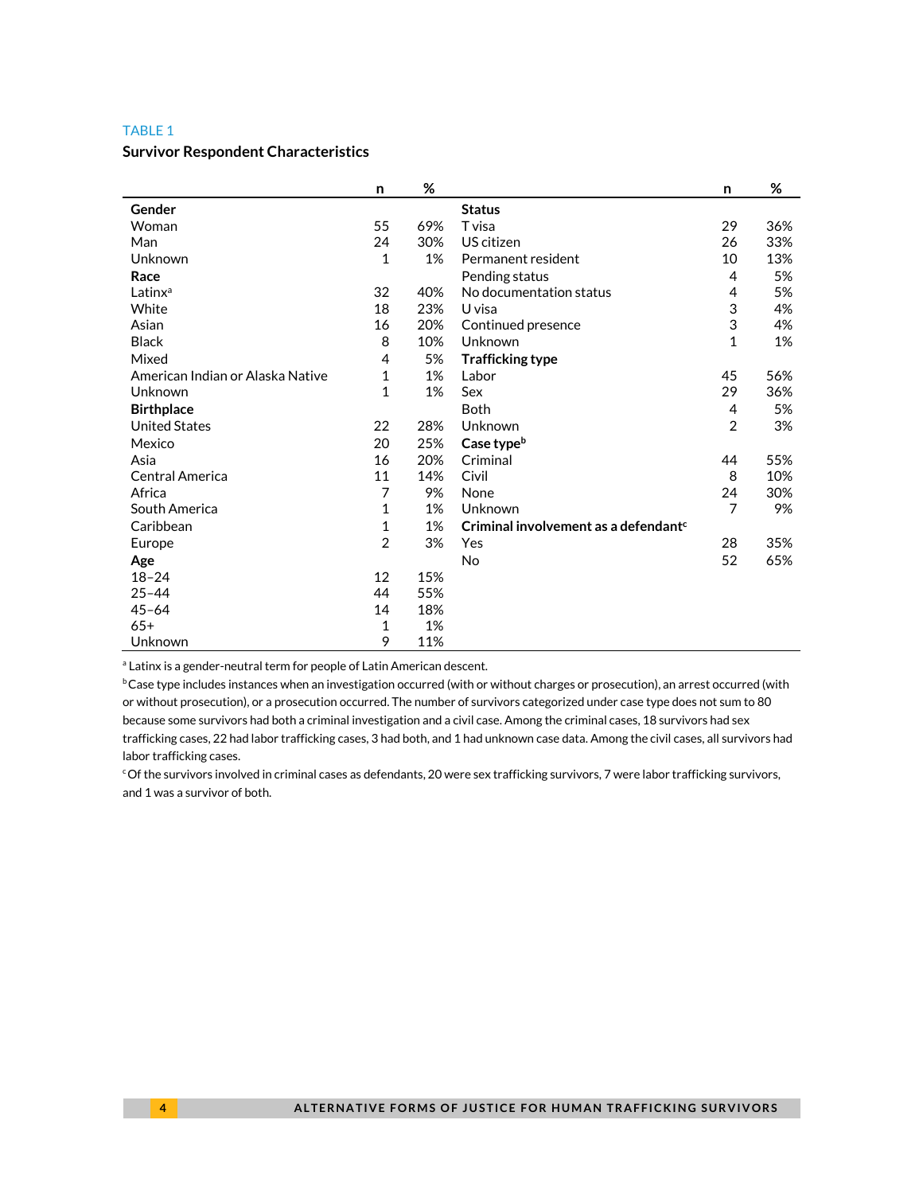TABLE 1

**Survivor Respondent Characteristics**

| | n | % | | n | % |
|---|---|---|---|---|---|
| **Gender** | | | **Status** | | |
| Woman | 55 | 69% | T visa | 29 | 36% |
| Man | 24 | 30% | US citizen | 26 | 33% |
| Unknown | 1 | 1% | Permanent resident | 10 | 13% |
| **Race** | | | Pending status | 4 | 5% |
| Latinx[a] | 32 | 40% | No documentation status | 4 | 5% |
| White | 18 | 23% | U visa | 3 | 4% |
| Asian | 16 | 20% | Continued presence | 3 | 4% |
| Black | 8 | 10% | Unknown | 1 | 1% |
| Mixed | 4 | 5% | **Trafficking type** | | |
| American Indian or Alaska Native | 1 | 1% | Labor | 45 | 56% |
| Unknown | 1 | 1% | Sex | 29 | 36% |
| **Birthplace** | | | Both | 4 | 5% |
| United States | 22 | 28% | Unknown | 2 | 3% |
| Mexico | 20 | 25% | **Case type[b]** | | |
| Asia | 16 | 20% | Criminal | 44 | 55% |
| Central America | 11 | 14% | Civil | 8 | 10% |
| Africa | 7 | 9% | None | 24 | 30% |
| South America | 1 | 1% | Unknown | 7 | 9% |
| Caribbean | 1 | 1% | **Criminal involvement as a defendant[c]** | | |
| Europe | 2 | 3% | Yes | 28 | 35% |
| **Age** | | | No | 52 | 65% |
| 18–24 | 12 | 15% | | | |
| 25–44 | 44 | 55% | | | |
| 45–64 | 14 | 18% | | | |
| 65+ | 1 | 1% | | | |
| Unknown | 9 | 11% | | | |

[a] Latinx is a gender-neutral term for people of Latin American descent.

[b] Case type includes instances when an investigation occurred (with or without charges or prosecution), an arrest occurred (with or without prosecution), or a prosecution occurred. The number of survivors categorized under case type does not sum to 80 because some survivors had both a criminal investigation and a civil case. Among the criminal cases, 18 survivors had sex trafficking cases, 22 had labor trafficking cases, 3 had both, and 1 had unknown case data. Among the civil cases, all survivors had labor trafficking cases.

[c] Of the survivors involved in criminal cases as defendants, 20 were sex trafficking survivors, 7 were labor trafficking survivors, and 1 was a survivor of both.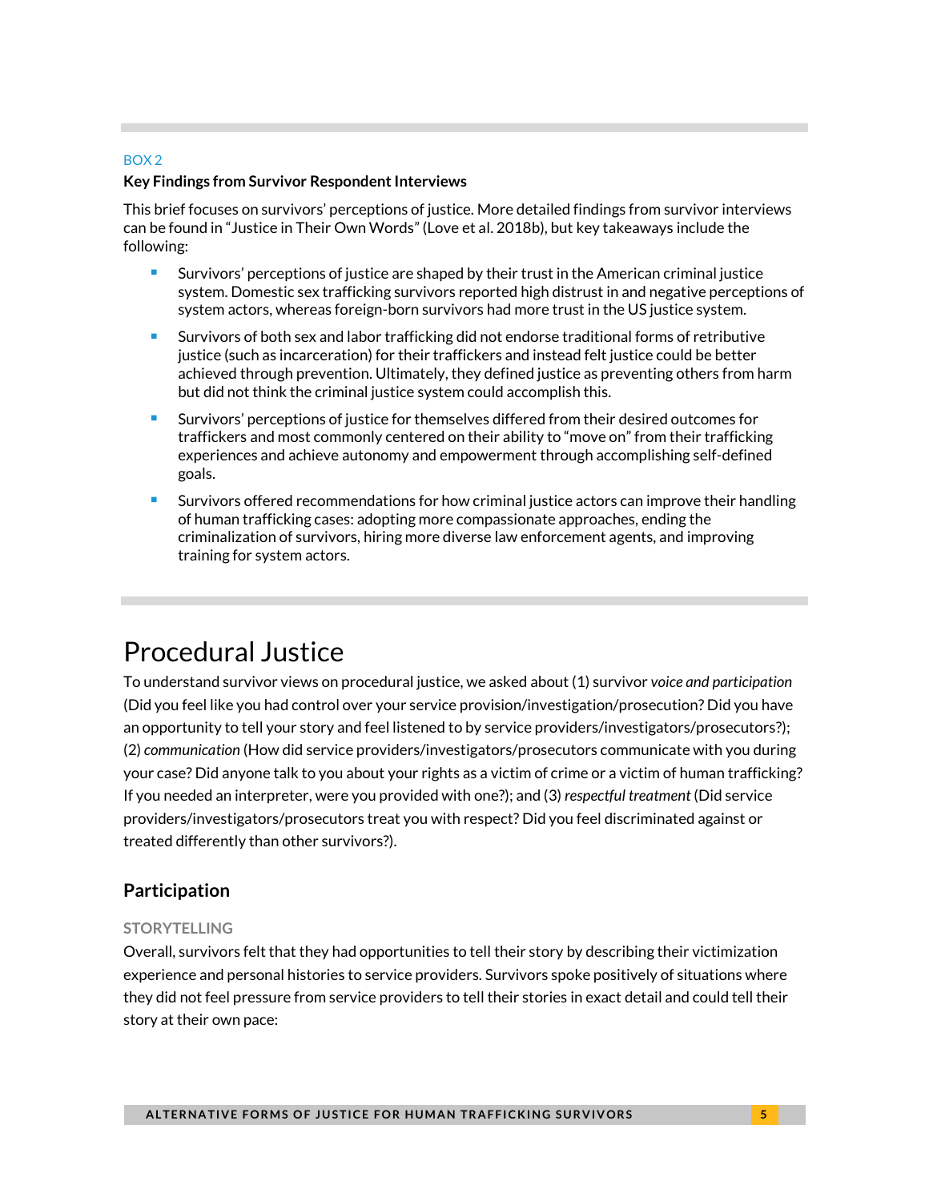BOX 2

**Key Findings from Survivor Respondent Interviews**

This brief focuses on survivors' perceptions of justice. More detailed findings from survivor interviews can be found in "Justice in Their Own Words" (Love et al. 2018b), but key takeaways include the following:

- Survivors' perceptions of justice are shaped by their trust in the American criminal justice system. Domestic sex trafficking survivors reported high distrust in and negative perceptions of system actors, whereas foreign-born survivors had more trust in the US justice system.
- Survivors of both sex and labor trafficking did not endorse traditional forms of retributive justice (such as incarceration) for their traffickers and instead felt justice could be better achieved through prevention. Ultimately, they defined justice as preventing others from harm but did not think the criminal justice system could accomplish this.
- Survivors' perceptions of justice for themselves differed from their desired outcomes for traffickers and most commonly centered on their ability to "move on" from their trafficking experiences and achieve autonomy and empowerment through accomplishing self-defined goals.
- Survivors offered recommendations for how criminal justice actors can improve their handling of human trafficking cases: adopting more compassionate approaches, ending the criminalization of survivors, hiring more diverse law enforcement agents, and improving training for system actors.

# Procedural Justice

To understand survivor views on procedural justice, we asked about (1) survivor *voice and participation* (Did you feel like you had control over your service provision/investigation/prosecution? Did you have an opportunity to tell your story and feel listened to by service providers/investigators/prosecutors?); (2) *communication* (How did service providers/investigators/prosecutors communicate with you during your case? Did anyone talk to you about your rights as a victim of crime or a victim of human trafficking? If you needed an interpreter, were you provided with one?); and (3) *respectful treatment* (Did service providers/investigators/prosecutors treat you with respect? Did you feel discriminated against or treated differently than other survivors?).

## Participation

### STORYTELLING

Overall, survivors felt that they had opportunities to tell their story by describing their victimization experience and personal histories to service providers. Survivors spoke positively of situations where they did not feel pressure from service providers to tell their stories in exact detail and could tell their story at their own pace: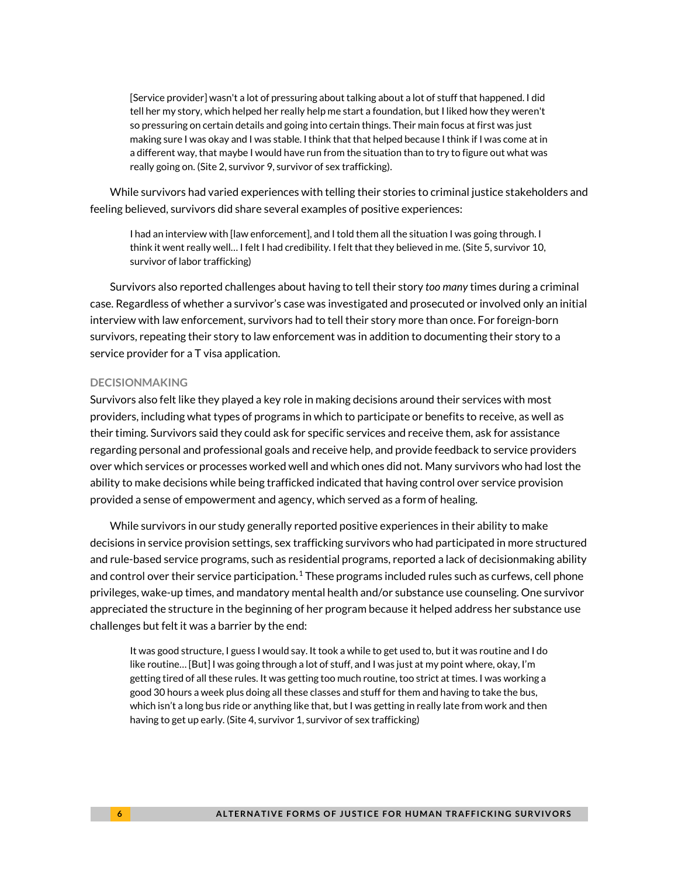> [Service provider] wasn't a lot of pressuring about talking about a lot of stuff that happened. I did tell her my story, which helped her really help me start a foundation, but I liked how they weren't so pressuring on certain details and going into certain things. Their main focus at first was just making sure I was okay and I was stable. I think that that helped because I think if I was come at in a different way, that maybe I would have run from the situation than to try to figure out what was really going on. (Site 2, survivor 9, survivor of sex trafficking).

While survivors had varied experiences with telling their stories to criminal justice stakeholders and feeling believed, survivors did share several examples of positive experiences:

> I had an interview with [law enforcement], and I told them all the situation I was going through. I think it went really well… I felt I had credibility. I felt that they believed in me. (Site 5, survivor 10, survivor of labor trafficking)

Survivors also reported challenges about having to tell their story *too many* times during a criminal case. Regardless of whether a survivor's case was investigated and prosecuted or involved only an initial interview with law enforcement, survivors had to tell their story more than once. For foreign-born survivors, repeating their story to law enforcement was in addition to documenting their story to a service provider for a T visa application.

#### DECISIONMAKING

Survivors also felt like they played a key role in making decisions around their services with most providers, including what types of programs in which to participate or benefits to receive, as well as their timing. Survivors said they could ask for specific services and receive them, ask for assistance regarding personal and professional goals and receive help, and provide feedback to service providers over which services or processes worked well and which ones did not. Many survivors who had lost the ability to make decisions while being trafficked indicated that having control over service provision provided a sense of empowerment and agency, which served as a form of healing.

While survivors in our study generally reported positive experiences in their ability to make decisions in service provision settings, sex trafficking survivors who had participated in more structured and rule-based service programs, such as residential programs, reported a lack of decisionmaking ability and control over their service participation.[1] These programs included rules such as curfews, cell phone privileges, wake-up times, and mandatory mental health and/or substance use counseling. One survivor appreciated the structure in the beginning of her program because it helped address her substance use challenges but felt it was a barrier by the end:

> It was good structure, I guess I would say. It took a while to get used to, but it was routine and I do like routine… [But] I was going through a lot of stuff, and I was just at my point where, okay, I'm getting tired of all these rules. It was getting too much routine, too strict at times. I was working a good 30 hours a week plus doing all these classes and stuff for them and having to take the bus, which isn't a long bus ride or anything like that, but I was getting in really late from work and then having to get up early. (Site 4, survivor 1, survivor of sex trafficking)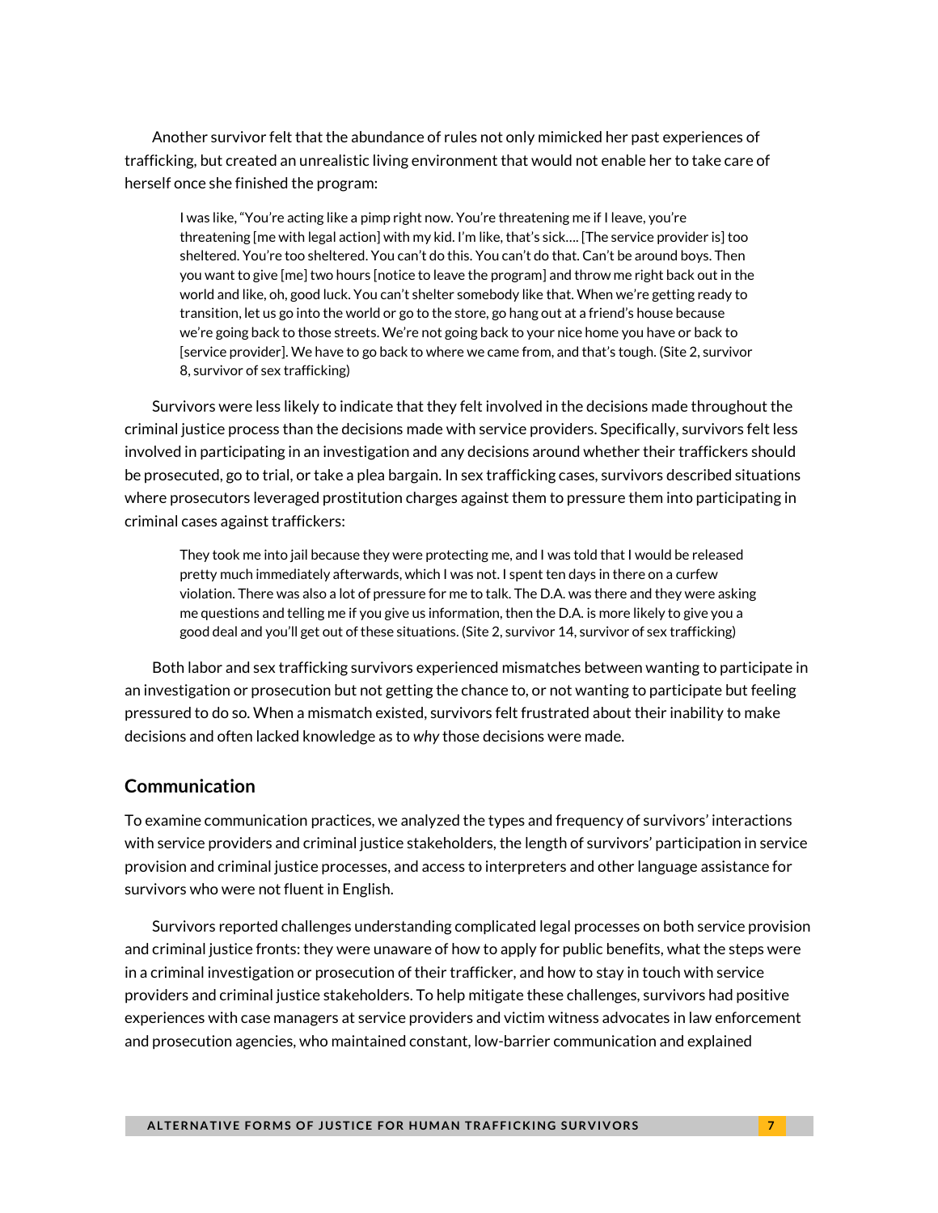Another survivor felt that the abundance of rules not only mimicked her past experiences of trafficking, but created an unrealistic living environment that would not enable her to take care of herself once she finished the program:

> I was like, "You're acting like a pimp right now. You're threatening me if I leave, you're threatening [me with legal action] with my kid. I'm like, that's sick…. [The service provider is] too sheltered. You're too sheltered. You can't do this. You can't do that. Can't be around boys. Then you want to give [me] two hours [notice to leave the program] and throw me right back out in the world and like, oh, good luck. You can't shelter somebody like that. When we're getting ready to transition, let us go into the world or go to the store, go hang out at a friend's house because we're going back to those streets. We're not going back to your nice home you have or back to [service provider]. We have to go back to where we came from, and that's tough. (Site 2, survivor 8, survivor of sex trafficking)

Survivors were less likely to indicate that they felt involved in the decisions made throughout the criminal justice process than the decisions made with service providers. Specifically, survivors felt less involved in participating in an investigation and any decisions around whether their traffickers should be prosecuted, go to trial, or take a plea bargain. In sex trafficking cases, survivors described situations where prosecutors leveraged prostitution charges against them to pressure them into participating in criminal cases against traffickers:

> They took me into jail because they were protecting me, and I was told that I would be released pretty much immediately afterwards, which I was not. I spent ten days in there on a curfew violation. There was also a lot of pressure for me to talk. The D.A. was there and they were asking me questions and telling me if you give us information, then the D.A. is more likely to give you a good deal and you'll get out of these situations. (Site 2, survivor 14, survivor of sex trafficking)

Both labor and sex trafficking survivors experienced mismatches between wanting to participate in an investigation or prosecution but not getting the chance to, or not wanting to participate but feeling pressured to do so. When a mismatch existed, survivors felt frustrated about their inability to make decisions and often lacked knowledge as to *why* those decisions were made.

## Communication

To examine communication practices, we analyzed the types and frequency of survivors' interactions with service providers and criminal justice stakeholders, the length of survivors' participation in service provision and criminal justice processes, and access to interpreters and other language assistance for survivors who were not fluent in English.

Survivors reported challenges understanding complicated legal processes on both service provision and criminal justice fronts: they were unaware of how to apply for public benefits, what the steps were in a criminal investigation or prosecution of their trafficker, and how to stay in touch with service providers and criminal justice stakeholders. To help mitigate these challenges, survivors had positive experiences with case managers at service providers and victim witness advocates in law enforcement and prosecution agencies, who maintained constant, low-barrier communication and explained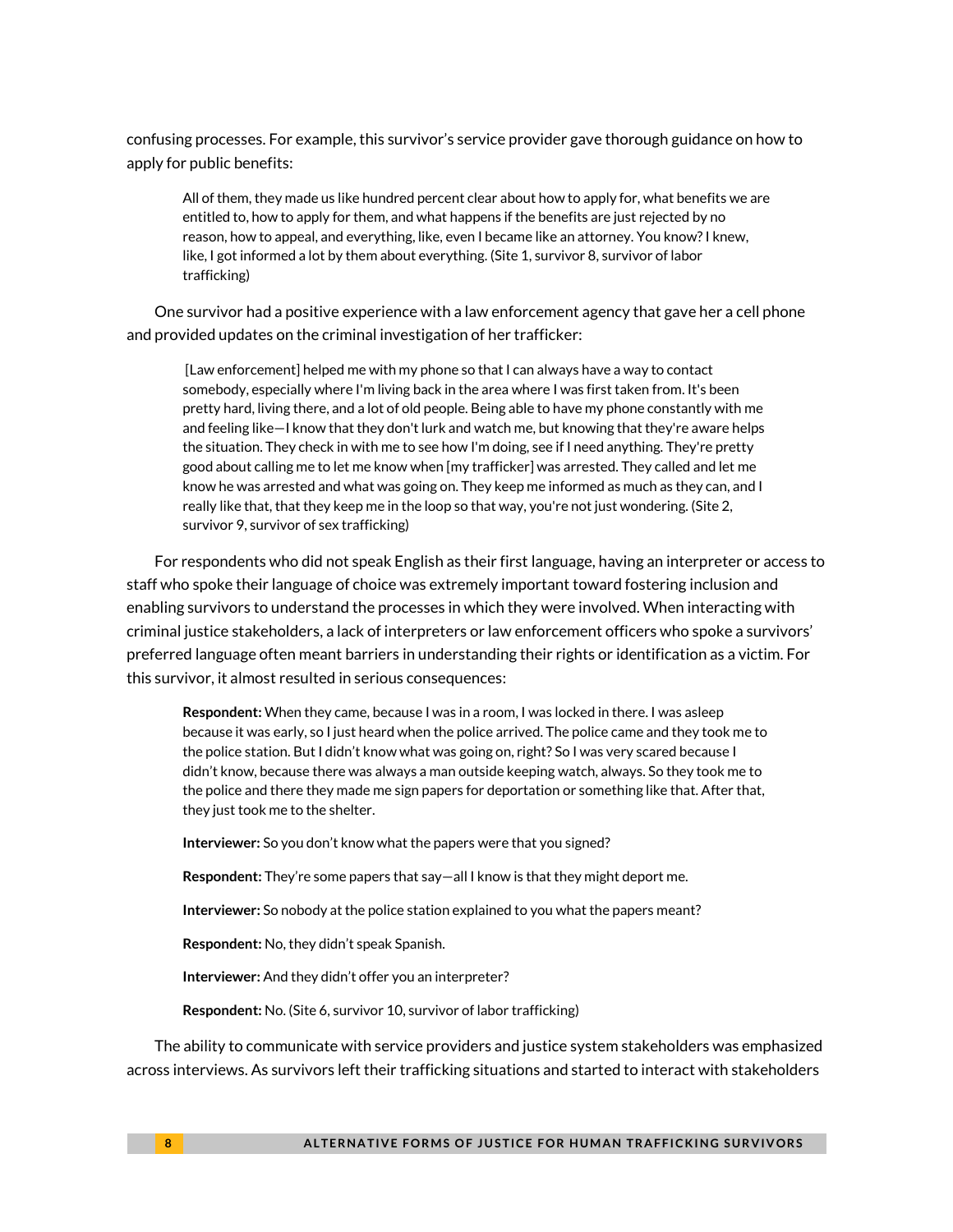confusing processes. For example, this survivor's service provider gave thorough guidance on how to apply for public benefits:

> All of them, they made us like hundred percent clear about how to apply for, what benefits we are entitled to, how to apply for them, and what happens if the benefits are just rejected by no reason, how to appeal, and everything, like, even I became like an attorney. You know? I knew, like, I got informed a lot by them about everything. (Site 1, survivor 8, survivor of labor trafficking)

One survivor had a positive experience with a law enforcement agency that gave her a cell phone and provided updates on the criminal investigation of her trafficker:

> [Law enforcement] helped me with my phone so that I can always have a way to contact somebody, especially where I'm living back in the area where I was first taken from. It's been pretty hard, living there, and a lot of old people. Being able to have my phone constantly with me and feeling like—I know that they don't lurk and watch me, but knowing that they're aware helps the situation. They check in with me to see how I'm doing, see if I need anything. They're pretty good about calling me to let me know when [my trafficker] was arrested. They called and let me know he was arrested and what was going on. They keep me informed as much as they can, and I really like that, that they keep me in the loop so that way, you're not just wondering. (Site 2, survivor 9, survivor of sex trafficking)

For respondents who did not speak English as their first language, having an interpreter or access to staff who spoke their language of choice was extremely important toward fostering inclusion and enabling survivors to understand the processes in which they were involved. When interacting with criminal justice stakeholders, a lack of interpreters or law enforcement officers who spoke a survivors' preferred language often meant barriers in understanding their rights or identification as a victim. For this survivor, it almost resulted in serious consequences:

> **Respondent:** When they came, because I was in a room, I was locked in there. I was asleep because it was early, so I just heard when the police arrived. The police came and they took me to the police station. But I didn't know what was going on, right? So I was very scared because I didn't know, because there was always a man outside keeping watch, always. So they took me to the police and there they made me sign papers for deportation or something like that. After that, they just took me to the shelter.
>
> **Interviewer:** So you don't know what the papers were that you signed?
>
> **Respondent:** They're some papers that say—all I know is that they might deport me.
>
> **Interviewer:** So nobody at the police station explained to you what the papers meant?
>
> **Respondent:** No, they didn't speak Spanish.
>
> **Interviewer:** And they didn't offer you an interpreter?
>
> **Respondent:** No. (Site 6, survivor 10, survivor of labor trafficking)

The ability to communicate with service providers and justice system stakeholders was emphasized across interviews. As survivors left their trafficking situations and started to interact with stakeholders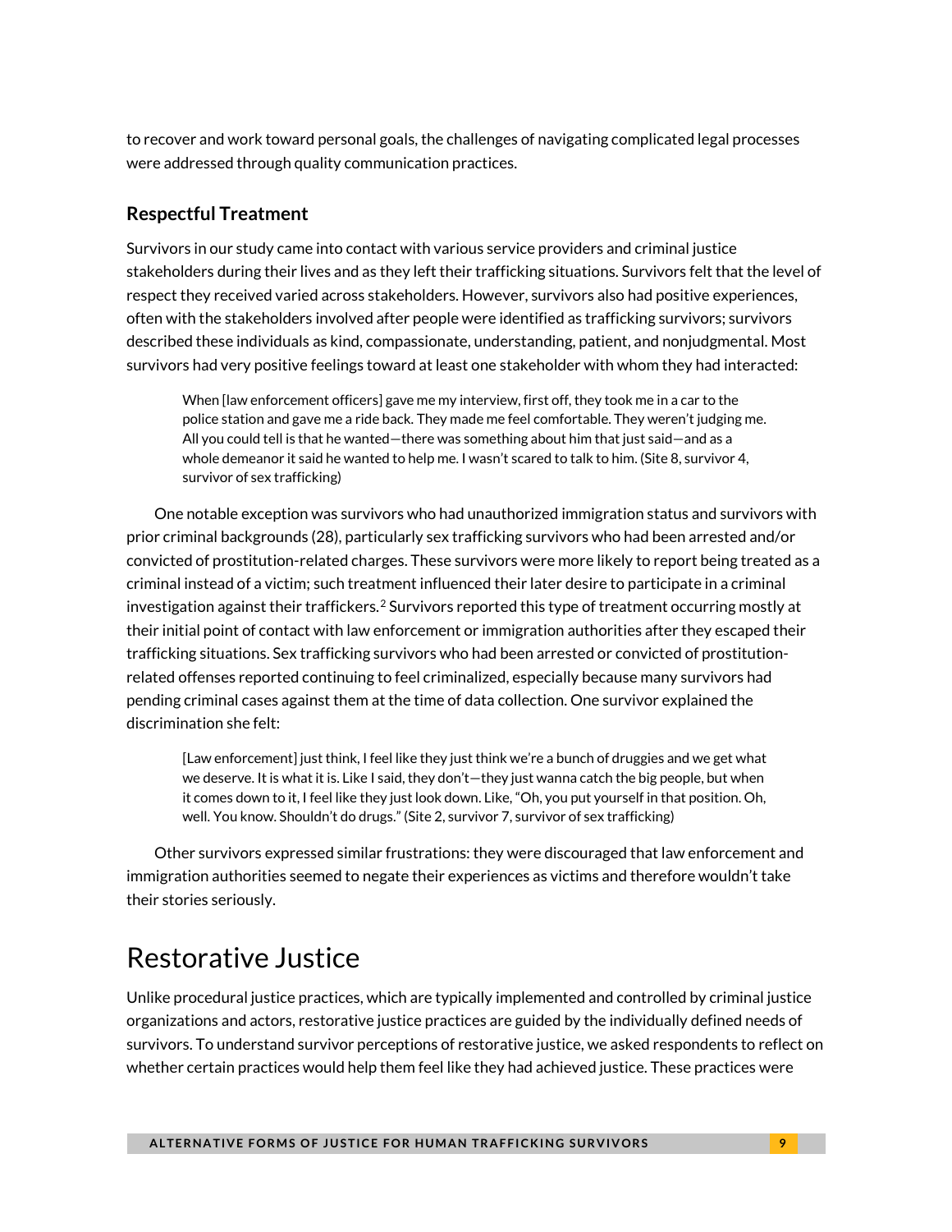to recover and work toward personal goals, the challenges of navigating complicated legal processes were addressed through quality communication practices.

### Respectful Treatment

Survivors in our study came into contact with various service providers and criminal justice stakeholders during their lives and as they left their trafficking situations. Survivors felt that the level of respect they received varied across stakeholders. However, survivors also had positive experiences, often with the stakeholders involved after people were identified as trafficking survivors; survivors described these individuals as kind, compassionate, understanding, patient, and nonjudgmental. Most survivors had very positive feelings toward at least one stakeholder with whom they had interacted:

> When [law enforcement officers] gave me my interview, first off, they took me in a car to the police station and gave me a ride back. They made me feel comfortable. They weren't judging me. All you could tell is that he wanted—there was something about him that just said—and as a whole demeanor it said he wanted to help me. I wasn't scared to talk to him. (Site 8, survivor 4, survivor of sex trafficking)

One notable exception was survivors who had unauthorized immigration status and survivors with prior criminal backgrounds (28), particularly sex trafficking survivors who had been arrested and/or convicted of prostitution-related charges. These survivors were more likely to report being treated as a criminal instead of a victim; such treatment influenced their later desire to participate in a criminal investigation against their traffickers.[2] Survivors reported this type of treatment occurring mostly at their initial point of contact with law enforcement or immigration authorities after they escaped their trafficking situations. Sex trafficking survivors who had been arrested or convicted of prostitution-related offenses reported continuing to feel criminalized, especially because many survivors had pending criminal cases against them at the time of data collection. One survivor explained the discrimination she felt:

> [Law enforcement] just think, I feel like they just think we're a bunch of druggies and we get what we deserve. It is what it is. Like I said, they don't—they just wanna catch the big people, but when it comes down to it, I feel like they just look down. Like, "Oh, you put yourself in that position. Oh, well. You know. Shouldn't do drugs." (Site 2, survivor 7, survivor of sex trafficking)

Other survivors expressed similar frustrations: they were discouraged that law enforcement and immigration authorities seemed to negate their experiences as victims and therefore wouldn't take their stories seriously.

## Restorative Justice

Unlike procedural justice practices, which are typically implemented and controlled by criminal justice organizations and actors, restorative justice practices are guided by the individually defined needs of survivors. To understand survivor perceptions of restorative justice, we asked respondents to reflect on whether certain practices would help them feel like they had achieved justice. These practices were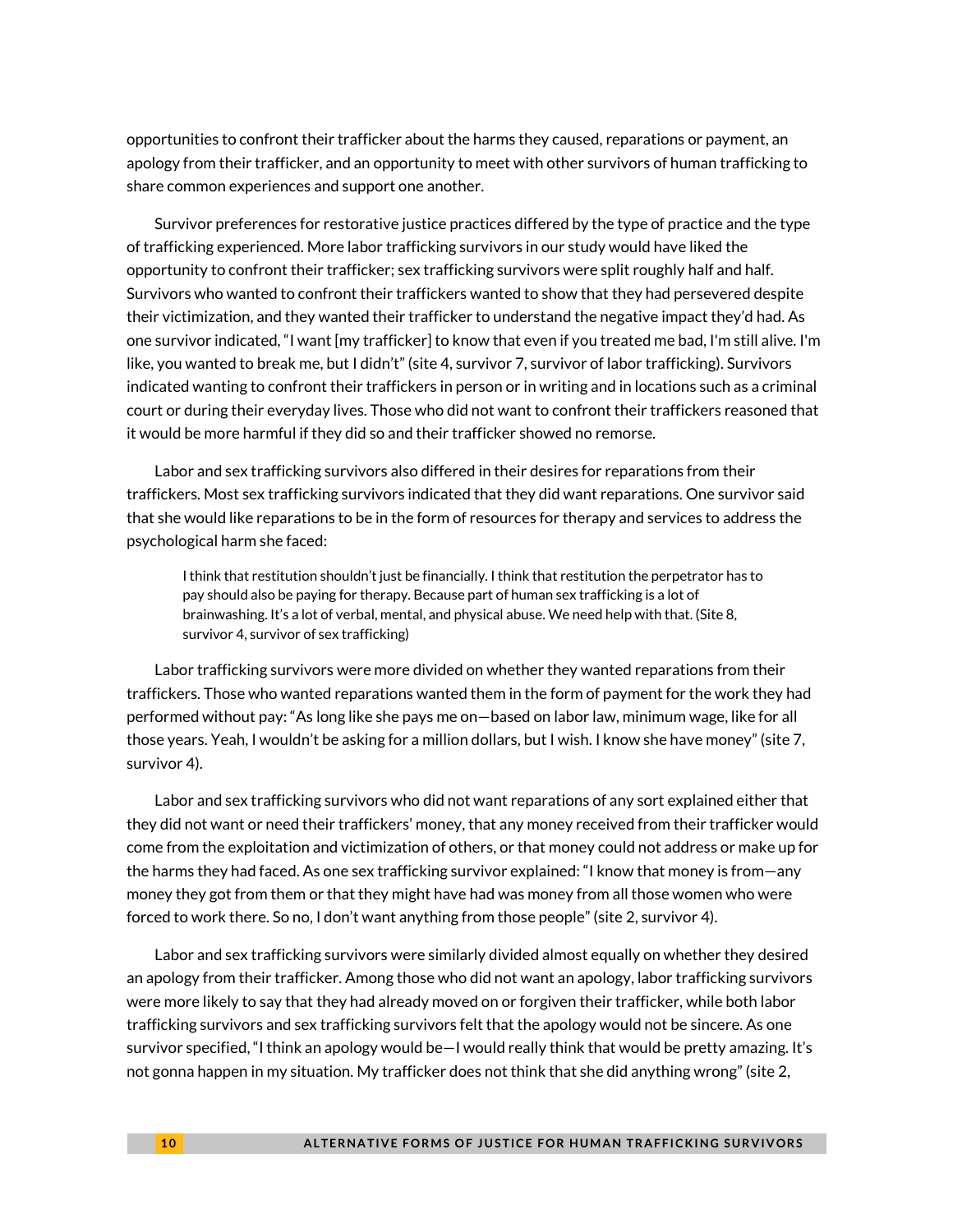opportunities to confront their trafficker about the harms they caused, reparations or payment, an apology from their trafficker, and an opportunity to meet with other survivors of human trafficking to share common experiences and support one another.

Survivor preferences for restorative justice practices differed by the type of practice and the type of trafficking experienced. More labor trafficking survivors in our study would have liked the opportunity to confront their trafficker; sex trafficking survivors were split roughly half and half. Survivors who wanted to confront their traffickers wanted to show that they had persevered despite their victimization, and they wanted their trafficker to understand the negative impact they'd had. As one survivor indicated, "I want [my trafficker] to know that even if you treated me bad, I'm still alive. I'm like, you wanted to break me, but I didn't" (site 4, survivor 7, survivor of labor trafficking). Survivors indicated wanting to confront their traffickers in person or in writing and in locations such as a criminal court or during their everyday lives. Those who did not want to confront their traffickers reasoned that it would be more harmful if they did so and their trafficker showed no remorse.

Labor and sex trafficking survivors also differed in their desires for reparations from their traffickers. Most sex trafficking survivors indicated that they did want reparations. One survivor said that she would like reparations to be in the form of resources for therapy and services to address the psychological harm she faced:

> I think that restitution shouldn't just be financially. I think that restitution the perpetrator has to pay should also be paying for therapy. Because part of human sex trafficking is a lot of brainwashing. It's a lot of verbal, mental, and physical abuse. We need help with that. (Site 8, survivor 4, survivor of sex trafficking)

Labor trafficking survivors were more divided on whether they wanted reparations from their traffickers. Those who wanted reparations wanted them in the form of payment for the work they had performed without pay: "As long like she pays me on—based on labor law, minimum wage, like for all those years. Yeah, I wouldn't be asking for a million dollars, but I wish. I know she have money" (site 7, survivor 4).

Labor and sex trafficking survivors who did not want reparations of any sort explained either that they did not want or need their traffickers' money, that any money received from their trafficker would come from the exploitation and victimization of others, or that money could not address or make up for the harms they had faced. As one sex trafficking survivor explained: "I know that money is from—any money they got from them or that they might have had was money from all those women who were forced to work there. So no, I don't want anything from those people" (site 2, survivor 4).

Labor and sex trafficking survivors were similarly divided almost equally on whether they desired an apology from their trafficker. Among those who did not want an apology, labor trafficking survivors were more likely to say that they had already moved on or forgiven their trafficker, while both labor trafficking survivors and sex trafficking survivors felt that the apology would not be sincere. As one survivor specified, "I think an apology would be—I would really think that would be pretty amazing. It's not gonna happen in my situation. My trafficker does not think that she did anything wrong" (site 2,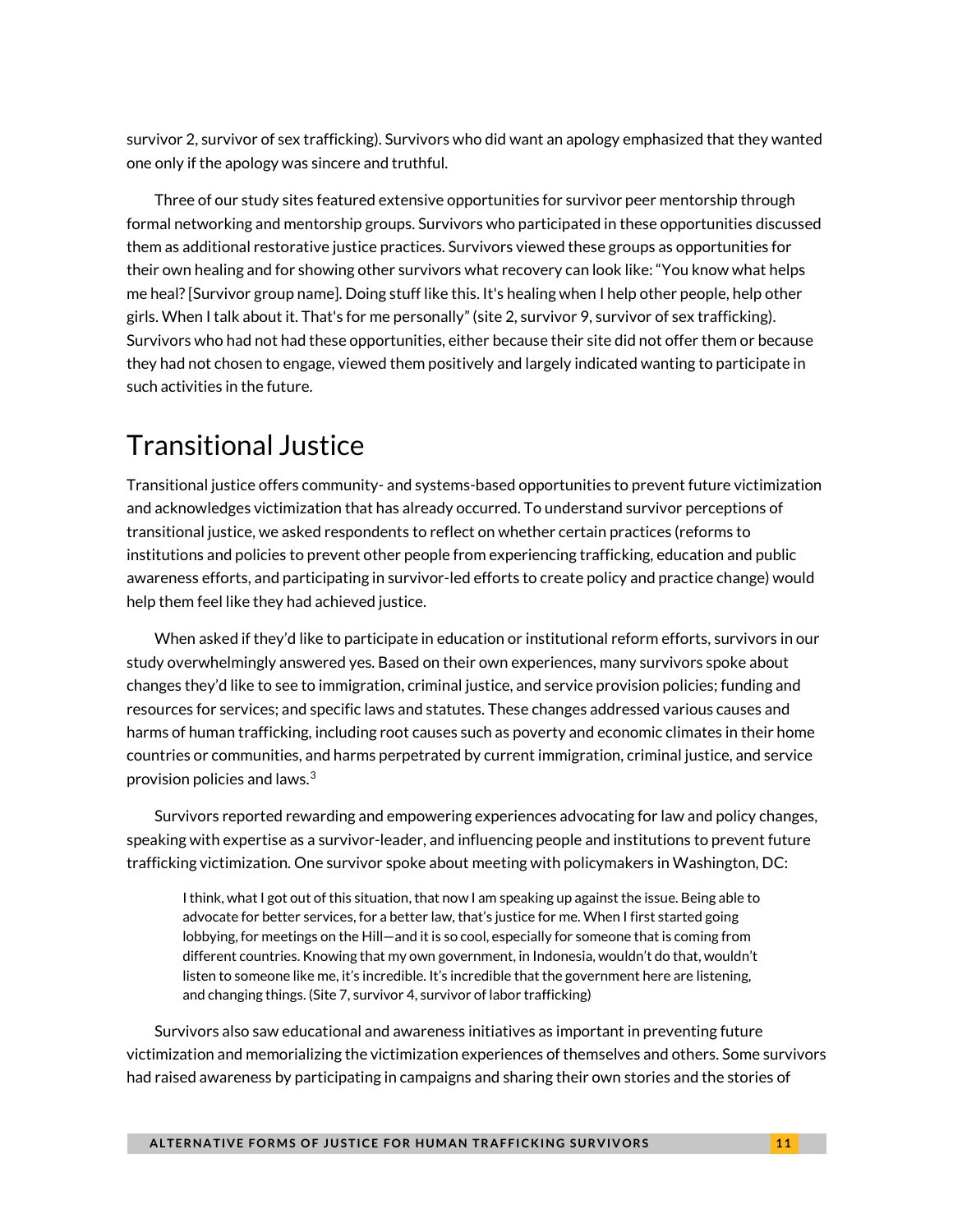survivor 2, survivor of sex trafficking). Survivors who did want an apology emphasized that they wanted one only if the apology was sincere and truthful.

Three of our study sites featured extensive opportunities for survivor peer mentorship through formal networking and mentorship groups. Survivors who participated in these opportunities discussed them as additional restorative justice practices. Survivors viewed these groups as opportunities for their own healing and for showing other survivors what recovery can look like: "You know what helps me heal? [Survivor group name]. Doing stuff like this. It's healing when I help other people, help other girls. When I talk about it. That's for me personally" (site 2, survivor 9, survivor of sex trafficking). Survivors who had not had these opportunities, either because their site did not offer them or because they had not chosen to engage, viewed them positively and largely indicated wanting to participate in such activities in the future.

## Transitional Justice

Transitional justice offers community- and systems-based opportunities to prevent future victimization and acknowledges victimization that has already occurred. To understand survivor perceptions of transitional justice, we asked respondents to reflect on whether certain practices (reforms to institutions and policies to prevent other people from experiencing trafficking, education and public awareness efforts, and participating in survivor-led efforts to create policy and practice change) would help them feel like they had achieved justice.

When asked if they'd like to participate in education or institutional reform efforts, survivors in our study overwhelmingly answered yes. Based on their own experiences, many survivors spoke about changes they'd like to see to immigration, criminal justice, and service provision policies; funding and resources for services; and specific laws and statutes. These changes addressed various causes and harms of human trafficking, including root causes such as poverty and economic climates in their home countries or communities, and harms perpetrated by current immigration, criminal justice, and service provision policies and laws.[3]

Survivors reported rewarding and empowering experiences advocating for law and policy changes, speaking with expertise as a survivor-leader, and influencing people and institutions to prevent future trafficking victimization. One survivor spoke about meeting with policymakers in Washington, DC:

> I think, what I got out of this situation, that now I am speaking up against the issue. Being able to advocate for better services, for a better law, that's justice for me. When I first started going lobbying, for meetings on the Hill—and it is so cool, especially for someone that is coming from different countries. Knowing that my own government, in Indonesia, wouldn't do that, wouldn't listen to someone like me, it's incredible. It's incredible that the government here are listening, and changing things. (Site 7, survivor 4, survivor of labor trafficking)

Survivors also saw educational and awareness initiatives as important in preventing future victimization and memorializing the victimization experiences of themselves and others. Some survivors had raised awareness by participating in campaigns and sharing their own stories and the stories of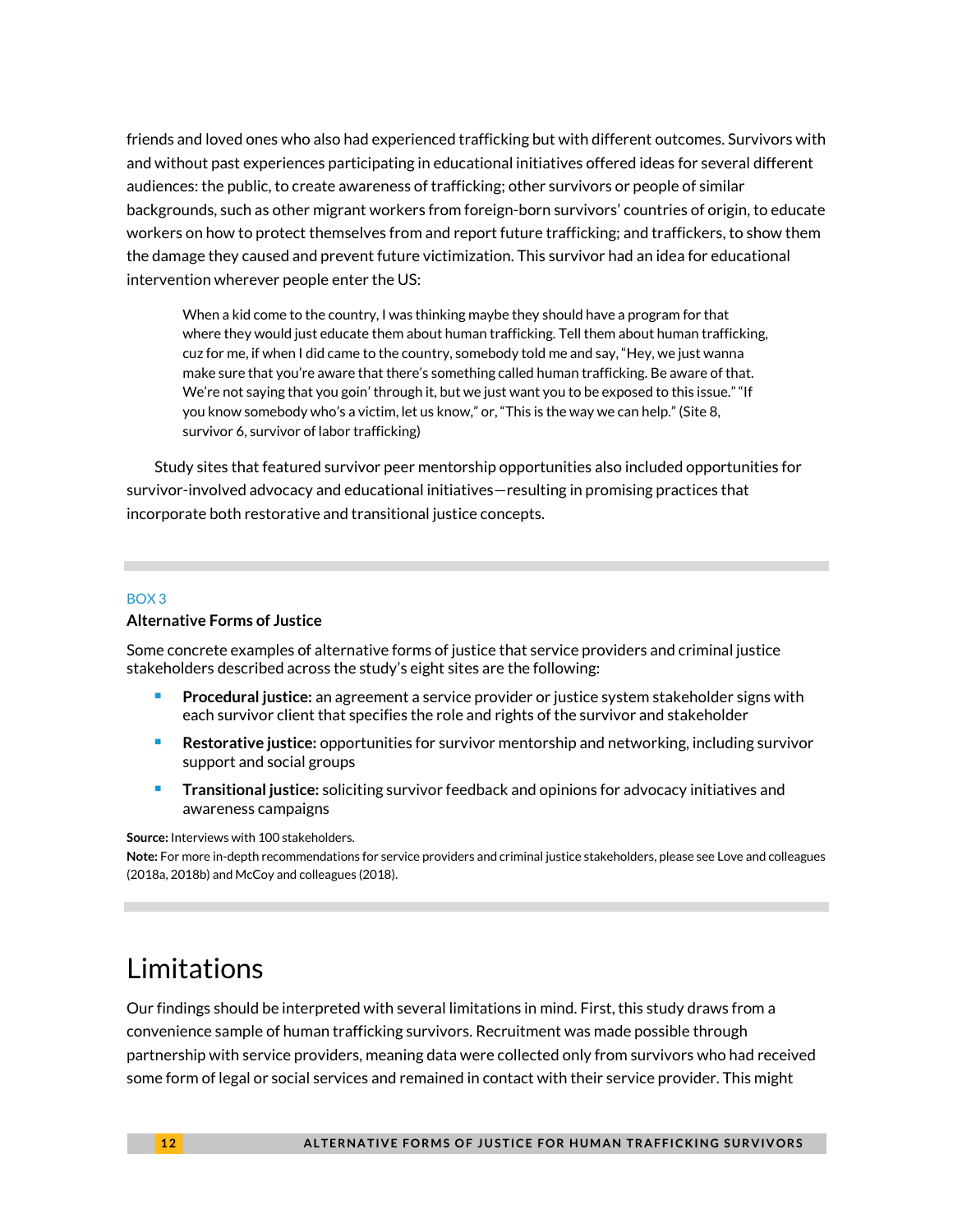friends and loved ones who also had experienced trafficking but with different outcomes. Survivors with and without past experiences participating in educational initiatives offered ideas for several different audiences: the public, to create awareness of trafficking; other survivors or people of similar backgrounds, such as other migrant workers from foreign-born survivors' countries of origin, to educate workers on how to protect themselves from and report future trafficking; and traffickers, to show them the damage they caused and prevent future victimization. This survivor had an idea for educational intervention wherever people enter the US:

> When a kid come to the country, I was thinking maybe they should have a program for that where they would just educate them about human trafficking. Tell them about human trafficking, cuz for me, if when I did came to the country, somebody told me and say, "Hey, we just wanna make sure that you're aware that there's something called human trafficking. Be aware of that. We're not saying that you goin' through it, but we just want you to be exposed to this issue." "If you know somebody who's a victim, let us know," or, "This is the way we can help." (Site 8, survivor 6, survivor of labor trafficking)

Study sites that featured survivor peer mentorship opportunities also included opportunities for survivor-involved advocacy and educational initiatives—resulting in promising practices that incorporate both restorative and transitional justice concepts.

---

BOX 3

**Alternative Forms of Justice**

Some concrete examples of alternative forms of justice that service providers and criminal justice stakeholders described across the study's eight sites are the following:

- **Procedural justice:** an agreement a service provider or justice system stakeholder signs with each survivor client that specifies the role and rights of the survivor and stakeholder
- **Restorative justice:** opportunities for survivor mentorship and networking, including survivor support and social groups
- **Transitional justice:** soliciting survivor feedback and opinions for advocacy initiatives and awareness campaigns

**Source:** Interviews with 100 stakeholders.

**Note:** For more in-depth recommendations for service providers and criminal justice stakeholders, please see Love and colleagues (2018a, 2018b) and McCoy and colleagues (2018).

---

# Limitations

Our findings should be interpreted with several limitations in mind. First, this study draws from a convenience sample of human trafficking survivors. Recruitment was made possible through partnership with service providers, meaning data were collected only from survivors who had received some form of legal or social services and remained in contact with their service provider. This might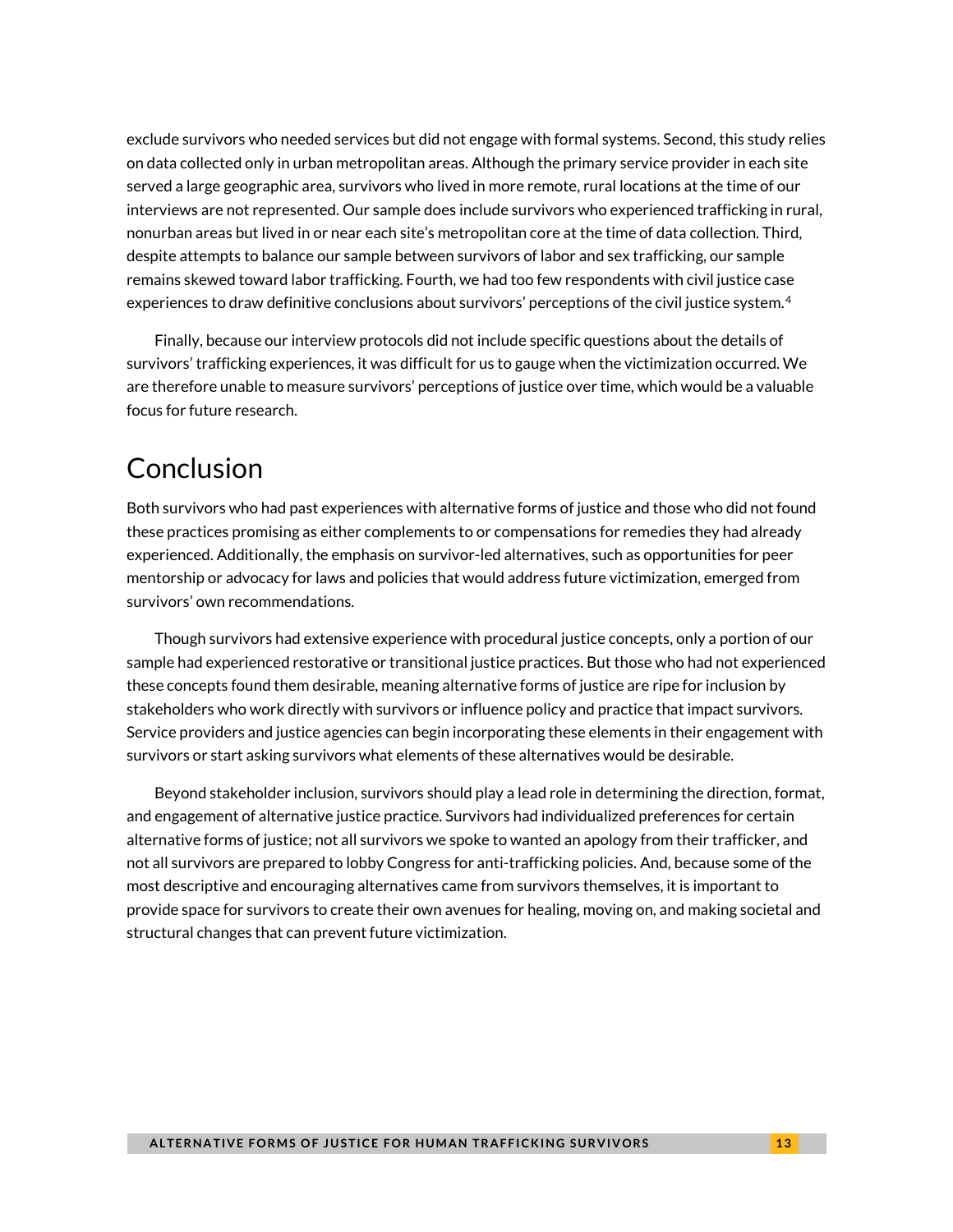exclude survivors who needed services but did not engage with formal systems. Second, this study relies on data collected only in urban metropolitan areas. Although the primary service provider in each site served a large geographic area, survivors who lived in more remote, rural locations at the time of our interviews are not represented. Our sample does include survivors who experienced trafficking in rural, nonurban areas but lived in or near each site's metropolitan core at the time of data collection. Third, despite attempts to balance our sample between survivors of labor and sex trafficking, our sample remains skewed toward labor trafficking. Fourth, we had too few respondents with civil justice case experiences to draw definitive conclusions about survivors' perceptions of the civil justice system.[4]

Finally, because our interview protocols did not include specific questions about the details of survivors' trafficking experiences, it was difficult for us to gauge when the victimization occurred. We are therefore unable to measure survivors' perceptions of justice over time, which would be a valuable focus for future research.

# Conclusion

Both survivors who had past experiences with alternative forms of justice and those who did not found these practices promising as either complements to or compensations for remedies they had already experienced. Additionally, the emphasis on survivor-led alternatives, such as opportunities for peer mentorship or advocacy for laws and policies that would address future victimization, emerged from survivors' own recommendations.

Though survivors had extensive experience with procedural justice concepts, only a portion of our sample had experienced restorative or transitional justice practices. But those who had not experienced these concepts found them desirable, meaning alternative forms of justice are ripe for inclusion by stakeholders who work directly with survivors or influence policy and practice that impact survivors. Service providers and justice agencies can begin incorporating these elements in their engagement with survivors or start asking survivors what elements of these alternatives would be desirable.

Beyond stakeholder inclusion, survivors should play a lead role in determining the direction, format, and engagement of alternative justice practice. Survivors had individualized preferences for certain alternative forms of justice; not all survivors we spoke to wanted an apology from their trafficker, and not all survivors are prepared to lobby Congress for anti-trafficking policies. And, because some of the most descriptive and encouraging alternatives came from survivors themselves, it is important to provide space for survivors to create their own avenues for healing, moving on, and making societal and structural changes that can prevent future victimization.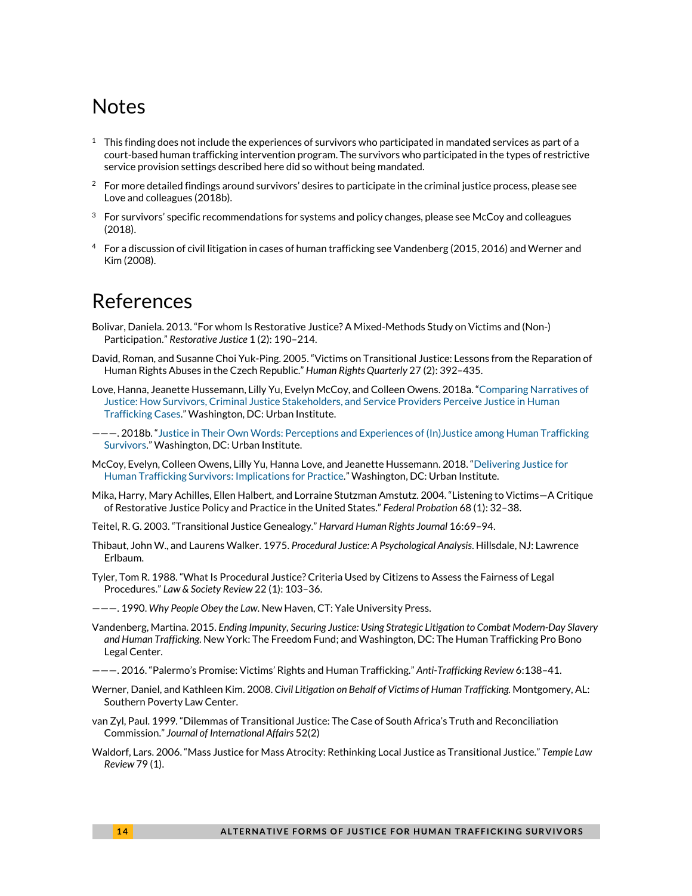# Notes

1 This finding does not include the experiences of survivors who participated in mandated services as part of a court-based human trafficking intervention program. The survivors who participated in the types of restrictive service provision settings described here did so without being mandated.

2 For more detailed findings around survivors' desires to participate in the criminal justice process, please see Love and colleagues (2018b).

3 For survivors' specific recommendations for systems and policy changes, please see McCoy and colleagues (2018).

4 For a discussion of civil litigation in cases of human trafficking see Vandenberg (2015, 2016) and Werner and Kim (2008).

# References

Bolivar, Daniela. 2013. "For whom Is Restorative Justice? A Mixed-Methods Study on Victims and (Non-) Participation." *Restorative Justice* 1 (2): 190–214.

David, Roman, and Susanne Choi Yuk-Ping. 2005. "Victims on Transitional Justice: Lessons from the Reparation of Human Rights Abuses in the Czech Republic." *Human Rights Quarterly* 27 (2): 392–435.

Love, Hanna, Jeanette Hussemann, Lilly Yu, Evelyn McCoy, and Colleen Owens. 2018a. "Comparing Narratives of Justice: How Survivors, Criminal Justice Stakeholders, and Service Providers Perceive Justice in Human Trafficking Cases." Washington, DC: Urban Institute.

———. 2018b. "Justice in Their Own Words: Perceptions and Experiences of (In)Justice among Human Trafficking Survivors." Washington, DC: Urban Institute.

McCoy, Evelyn, Colleen Owens, Lilly Yu, Hanna Love, and Jeanette Hussemann. 2018. "Delivering Justice for Human Trafficking Survivors: Implications for Practice." Washington, DC: Urban Institute.

Mika, Harry, Mary Achilles, Ellen Halbert, and Lorraine Stutzman Amstutz. 2004. "Listening to Victims—A Critique of Restorative Justice Policy and Practice in the United States." *Federal Probation* 68 (1): 32–38.

Teitel, R. G. 2003. "Transitional Justice Genealogy." *Harvard Human Rights Journal* 16:69–94.

Thibaut, John W., and Laurens Walker. 1975. *Procedural Justice: A Psychological Analysis*. Hillsdale, NJ: Lawrence Erlbaum.

Tyler, Tom R. 1988. "What Is Procedural Justice? Criteria Used by Citizens to Assess the Fairness of Legal Procedures." *Law & Society Review* 22 (1): 103–36.

———. 1990. *Why People Obey the Law*. New Haven, CT: Yale University Press.

Vandenberg, Martina. 2015. *Ending Impunity, Securing Justice: Using Strategic Litigation to Combat Modern-Day Slavery and Human Trafficking*. New York: The Freedom Fund; and Washington, DC: The Human Trafficking Pro Bono Legal Center.

———. 2016. "Palermo's Promise: Victims' Rights and Human Trafficking." *Anti-Trafficking Review* 6:138–41.

Werner, Daniel, and Kathleen Kim. 2008. *Civil Litigation on Behalf of Victims of Human Trafficking*. Montgomery, AL: Southern Poverty Law Center.

van Zyl, Paul. 1999. "Dilemmas of Transitional Justice: The Case of South Africa's Truth and Reconciliation Commission." *Journal of International Affairs* 52(2)

Waldorf, Lars. 2006. "Mass Justice for Mass Atrocity: Rethinking Local Justice as Transitional Justice." *Temple Law Review* 79 (1).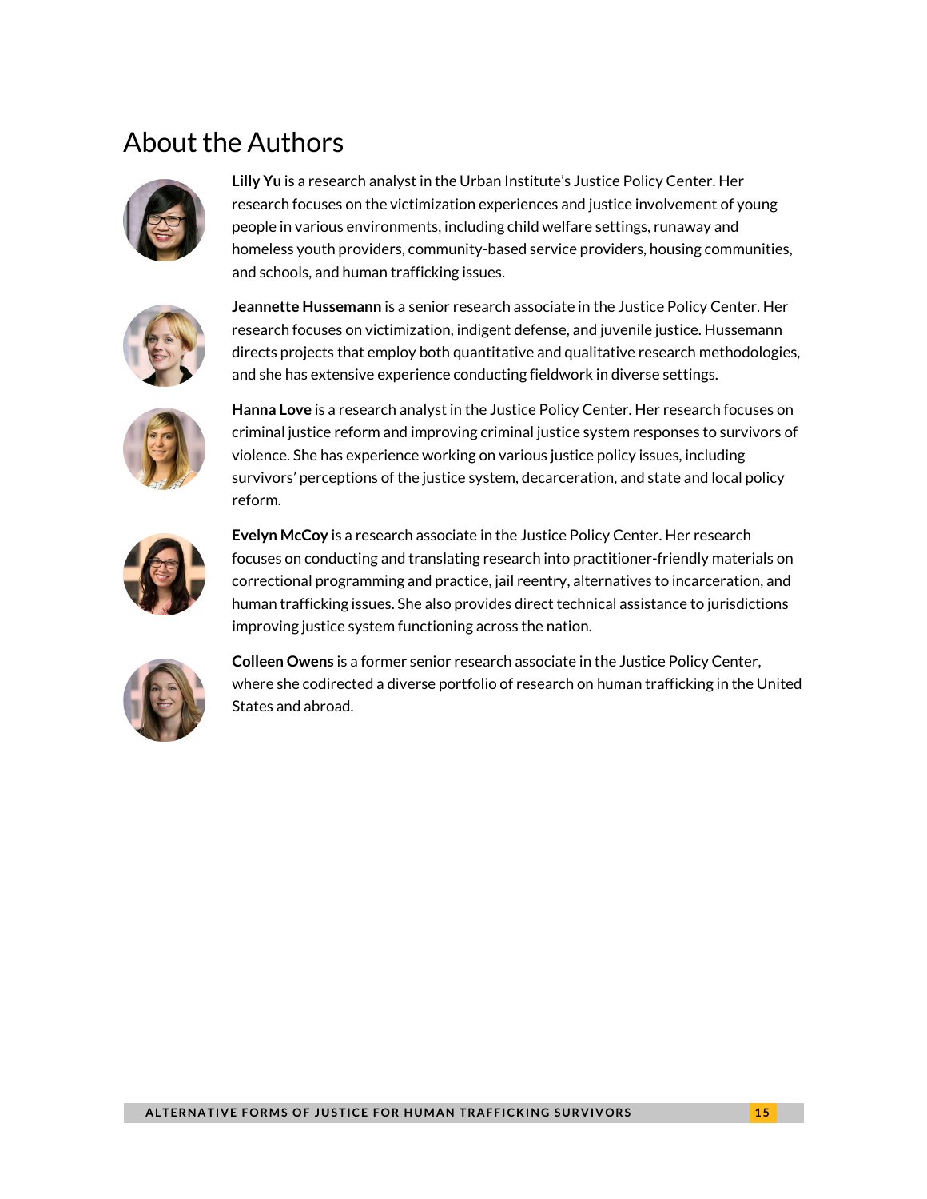# About the Authors

**Lilly Yu** is a research analyst in the Urban Institute's Justice Policy Center. Her research focuses on the victimization experiences and justice involvement of young people in various environments, including child welfare settings, runaway and homeless youth providers, community-based service providers, housing communities, and schools, and human trafficking issues.

**Jeannette Hussemann** is a senior research associate in the Justice Policy Center. Her research focuses on victimization, indigent defense, and juvenile justice. Hussemann directs projects that employ both quantitative and qualitative research methodologies, and she has extensive experience conducting fieldwork in diverse settings.

**Hanna Love** is a research analyst in the Justice Policy Center. Her research focuses on criminal justice reform and improving criminal justice system responses to survivors of violence. She has experience working on various justice policy issues, including survivors' perceptions of the justice system, decarceration, and state and local policy reform.

**Evelyn McCoy** is a research associate in the Justice Policy Center. Her research focuses on conducting and translating research into practitioner-friendly materials on correctional programming and practice, jail reentry, alternatives to incarceration, and human trafficking issues. She also provides direct technical assistance to jurisdictions improving justice system functioning across the nation.

**Colleen Owens** is a former senior research associate in the Justice Policy Center, where she codirected a diverse portfolio of research on human trafficking in the United States and abroad.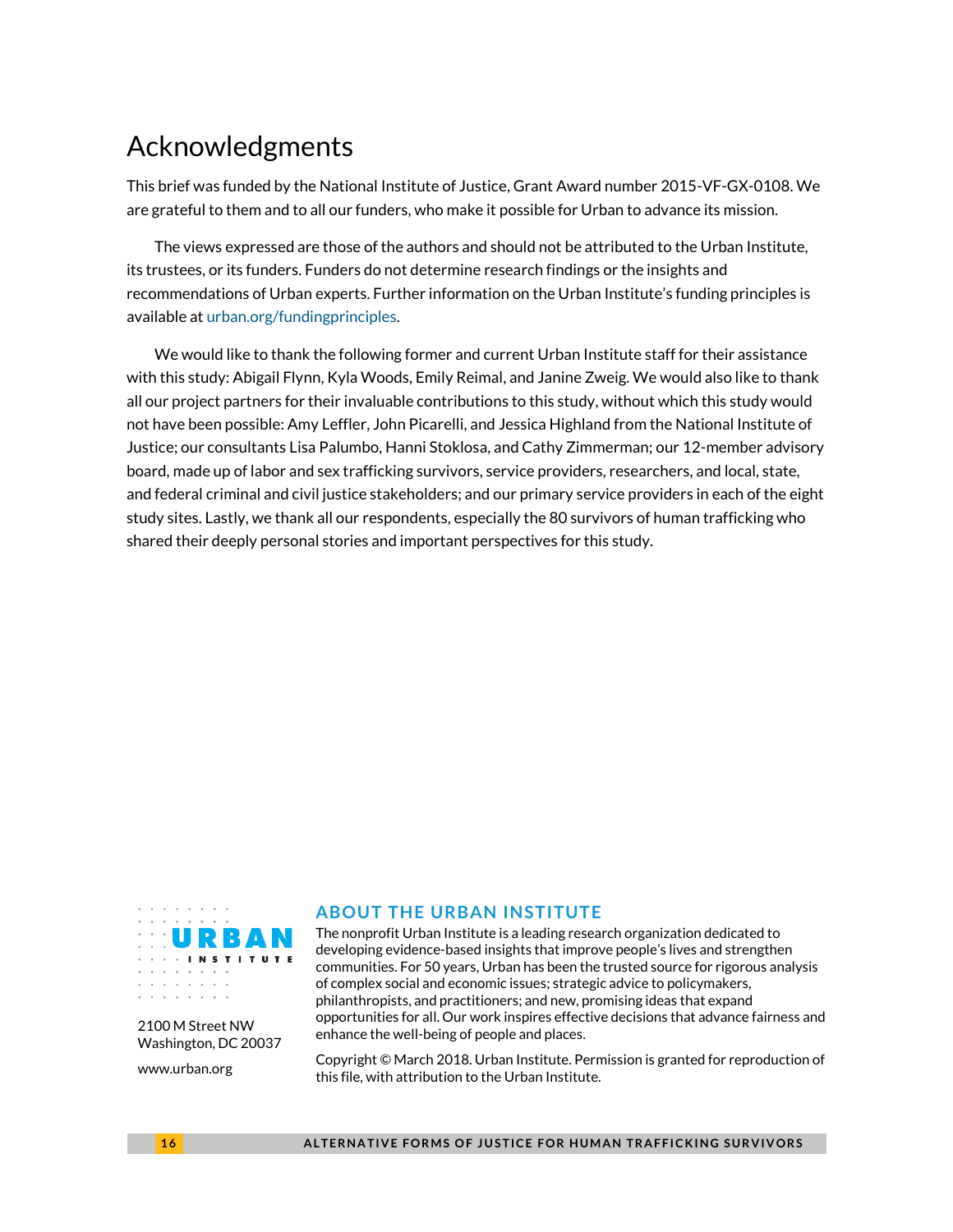# Acknowledgments

This brief was funded by the National Institute of Justice, Grant Award number 2015-VF-GX-0108. We are grateful to them and to all our funders, who make it possible for Urban to advance its mission.

The views expressed are those of the authors and should not be attributed to the Urban Institute, its trustees, or its funders. Funders do not determine research findings or the insights and recommendations of Urban experts. Further information on the Urban Institute's funding principles is available at urban.org/fundingprinciples.

We would like to thank the following former and current Urban Institute staff for their assistance with this study: Abigail Flynn, Kyla Woods, Emily Reimal, and Janine Zweig. We would also like to thank all our project partners for their invaluable contributions to this study, without which this study would not have been possible: Amy Leffler, John Picarelli, and Jessica Highland from the National Institute of Justice; our consultants Lisa Palumbo, Hanni Stoklosa, and Cathy Zimmerman; our 12-member advisory board, made up of labor and sex trafficking survivors, service providers, researchers, and local, state, and federal criminal and civil justice stakeholders; and our primary service providers in each of the eight study sites. Lastly, we thank all our respondents, especially the 80 survivors of human trafficking who shared their deeply personal stories and important perspectives for this study.

URBAN INSTITUTE

2100 M Street NW
Washington, DC 20037

www.urban.org

## ABOUT THE URBAN INSTITUTE

The nonprofit Urban Institute is a leading research organization dedicated to developing evidence-based insights that improve people's lives and strengthen communities. For 50 years, Urban has been the trusted source for rigorous analysis of complex social and economic issues; strategic advice to policymakers, philanthropists, and practitioners; and new, promising ideas that expand opportunities for all. Our work inspires effective decisions that advance fairness and enhance the well-being of people and places.

Copyright © March 2018. Urban Institute. Permission is granted for reproduction of this file, with attribution to the Urban Institute.